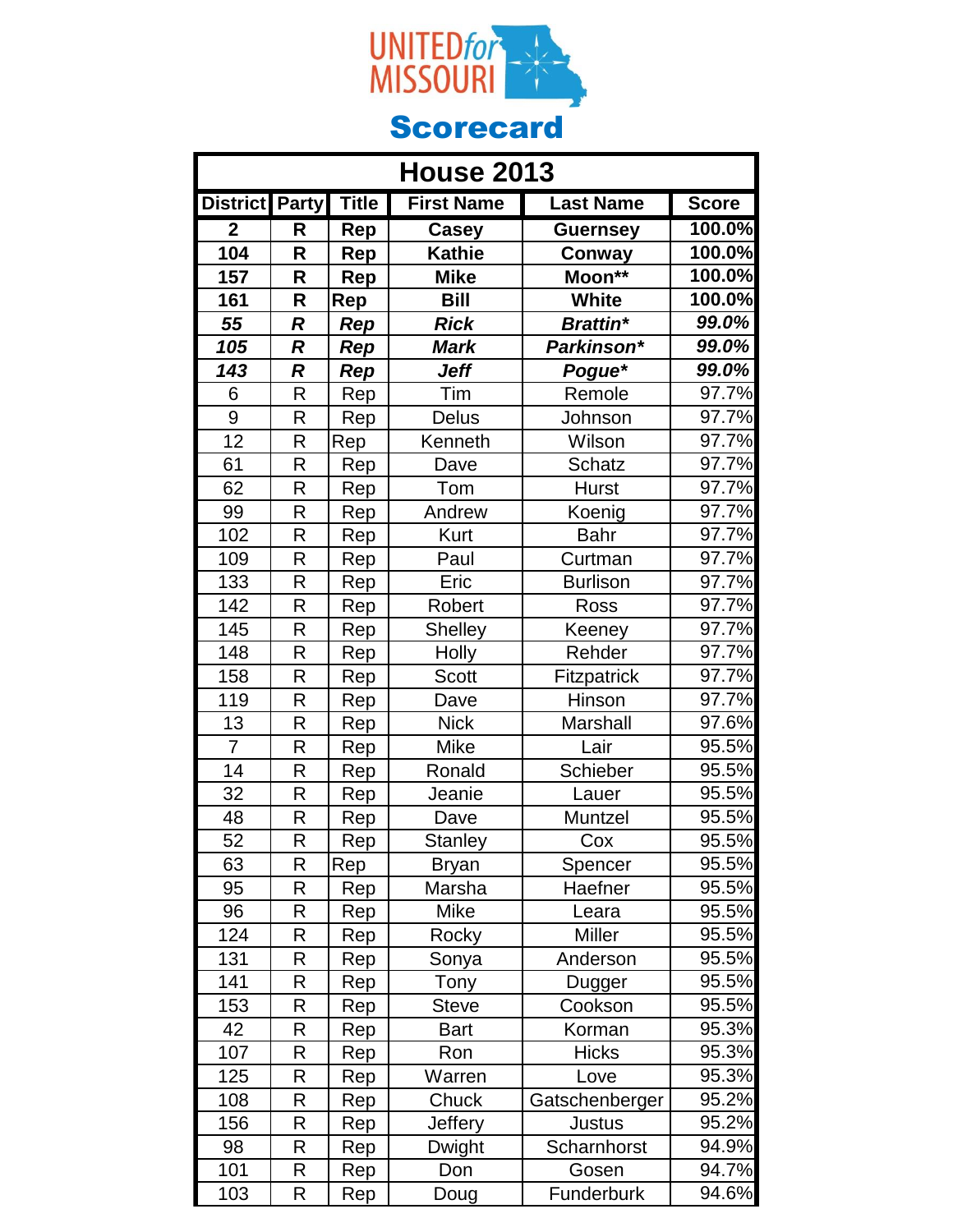# UNITED for MISSOURI

## Scorecard

| House 2013 | | | | | |
|---|---|---|---|---|---|
| **District** | **Party** | **Title** | **First Name** | **Last Name** | **Score** |
| **2** | **R** | **Rep** | **Casey** | **Guernsey** | **100.0%** |
| **104** | **R** | **Rep** | **Kathie** | **Conway** | **100.0%** |
| **157** | **R** | **Rep** | **Mike** | **Moon**** | **100.0%** |
| **161** | **R** | **Rep** | **Bill** | **White** | **100.0%** |
| ***55*** | ***R*** | ***Rep*** | ***Rick*** | ***Brattin**** | ***99.0%*** |
| ***105*** | ***R*** | ***Rep*** | ***Mark*** | ***Parkinson**** | ***99.0%*** |
| ***143*** | ***R*** | ***Rep*** | ***Jeff*** | ***Pogue**** | ***99.0%*** |
| 6 | R | Rep | Tim | Remole | 97.7% |
| 9 | R | Rep | Delus | Johnson | 97.7% |
| 12 | R | Rep | Kenneth | Wilson | 97.7% |
| 61 | R | Rep | Dave | Schatz | 97.7% |
| 62 | R | Rep | Tom | Hurst | 97.7% |
| 99 | R | Rep | Andrew | Koenig | 97.7% |
| 102 | R | Rep | Kurt | Bahr | 97.7% |
| 109 | R | Rep | Paul | Curtman | 97.7% |
| 133 | R | Rep | Eric | Burlison | 97.7% |
| 142 | R | Rep | Robert | Ross | 97.7% |
| 145 | R | Rep | Shelley | Keeney | 97.7% |
| 148 | R | Rep | Holly | Rehder | 97.7% |
| 158 | R | Rep | Scott | Fitzpatrick | 97.7% |
| 119 | R | Rep | Dave | Hinson | 97.7% |
| 13 | R | Rep | Nick | Marshall | 97.6% |
| 7 | R | Rep | Mike | Lair | 95.5% |
| 14 | R | Rep | Ronald | Schieber | 95.5% |
| 32 | R | Rep | Jeanie | Lauer | 95.5% |
| 48 | R | Rep | Dave | Muntzel | 95.5% |
| 52 | R | Rep | Stanley | Cox | 95.5% |
| 63 | R | Rep | Bryan | Spencer | 95.5% |
| 95 | R | Rep | Marsha | Haefner | 95.5% |
| 96 | R | Rep | Mike | Leara | 95.5% |
| 124 | R | Rep | Rocky | Miller | 95.5% |
| 131 | R | Rep | Sonya | Anderson | 95.5% |
| 141 | R | Rep | Tony | Dugger | 95.5% |
| 153 | R | Rep | Steve | Cookson | 95.5% |
| 42 | R | Rep | Bart | Korman | 95.3% |
| 107 | R | Rep | Ron | Hicks | 95.3% |
| 125 | R | Rep | Warren | Love | 95.3% |
| 108 | R | Rep | Chuck | Gatschenberger | 95.2% |
| 156 | R | Rep | Jeffery | Justus | 95.2% |
| 98 | R | Rep | Dwight | Scharnhorst | 94.9% |
| 101 | R | Rep | Don | Gosen | 94.7% |
| 103 | R | Rep | Doug | Funderburk | 94.6% |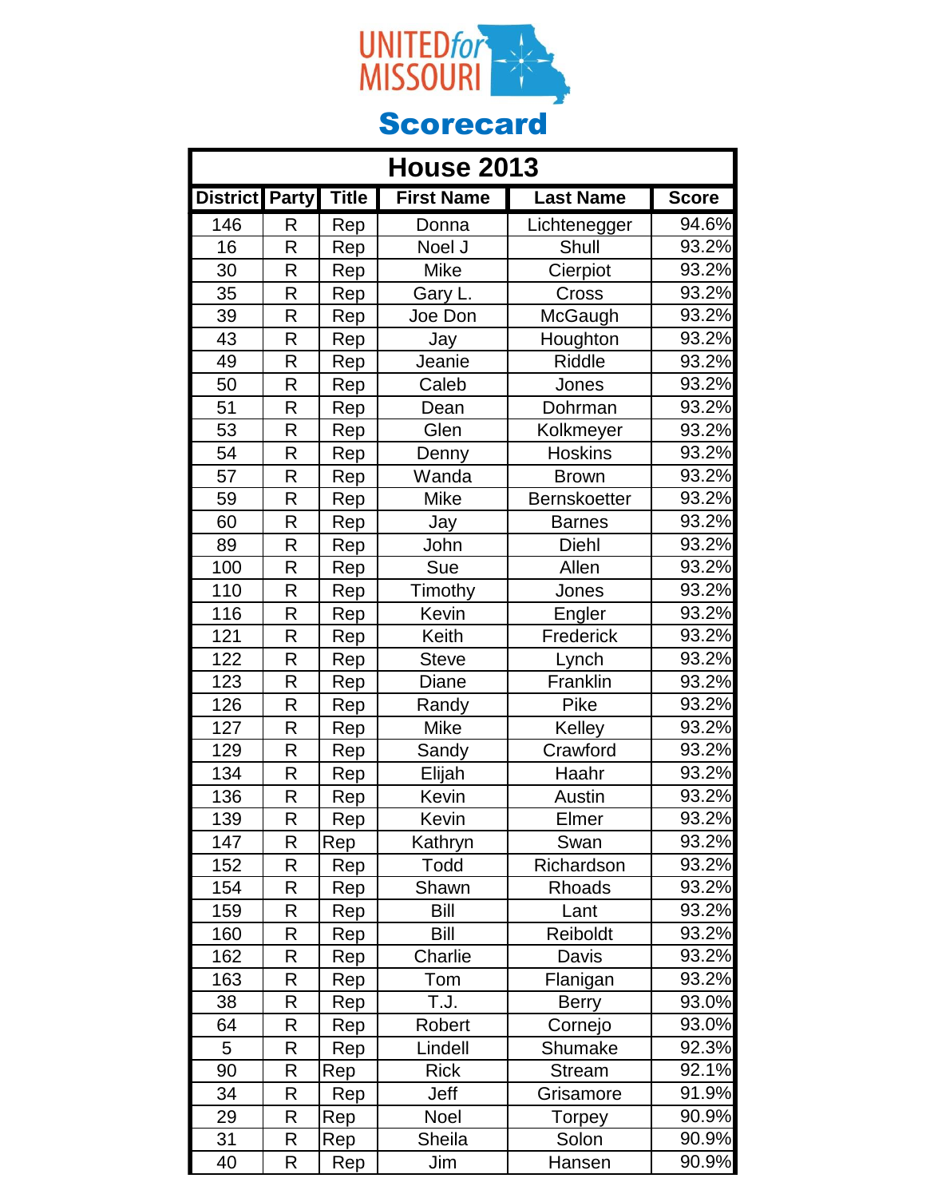UNITED for MISSOURI

# Scorecard

## House 2013

| District | Party | Title | First Name | Last Name | Score |
|---|---|---|---|---|---|
| 146 | R | Rep | Donna | Lichtenegger | 94.6% |
| 16 | R | Rep | Noel J | Shull | 93.2% |
| 30 | R | Rep | Mike | Cierpiot | 93.2% |
| 35 | R | Rep | Gary L. | Cross | 93.2% |
| 39 | R | Rep | Joe Don | McGaugh | 93.2% |
| 43 | R | Rep | Jay | Houghton | 93.2% |
| 49 | R | Rep | Jeanie | Riddle | 93.2% |
| 50 | R | Rep | Caleb | Jones | 93.2% |
| 51 | R | Rep | Dean | Dohrman | 93.2% |
| 53 | R | Rep | Glen | Kolkmeyer | 93.2% |
| 54 | R | Rep | Denny | Hoskins | 93.2% |
| 57 | R | Rep | Wanda | Brown | 93.2% |
| 59 | R | Rep | Mike | Bernskoetter | 93.2% |
| 60 | R | Rep | Jay | Barnes | 93.2% |
| 89 | R | Rep | John | Diehl | 93.2% |
| 100 | R | Rep | Sue | Allen | 93.2% |
| 110 | R | Rep | Timothy | Jones | 93.2% |
| 116 | R | Rep | Kevin | Engler | 93.2% |
| 121 | R | Rep | Keith | Frederick | 93.2% |
| 122 | R | Rep | Steve | Lynch | 93.2% |
| 123 | R | Rep | Diane | Franklin | 93.2% |
| 126 | R | Rep | Randy | Pike | 93.2% |
| 127 | R | Rep | Mike | Kelley | 93.2% |
| 129 | R | Rep | Sandy | Crawford | 93.2% |
| 134 | R | Rep | Elijah | Haahr | 93.2% |
| 136 | R | Rep | Kevin | Austin | 93.2% |
| 139 | R | Rep | Kevin | Elmer | 93.2% |
| 147 | R | Rep | Kathryn | Swan | 93.2% |
| 152 | R | Rep | Todd | Richardson | 93.2% |
| 154 | R | Rep | Shawn | Rhoads | 93.2% |
| 159 | R | Rep | Bill | Lant | 93.2% |
| 160 | R | Rep | Bill | Reiboldt | 93.2% |
| 162 | R | Rep | Charlie | Davis | 93.2% |
| 163 | R | Rep | Tom | Flanigan | 93.2% |
| 38 | R | Rep | T.J. | Berry | 93.0% |
| 64 | R | Rep | Robert | Cornejo | 93.0% |
| 5 | R | Rep | Lindell | Shumake | 92.3% |
| 90 | R | Rep | Rick | Stream | 92.1% |
| 34 | R | Rep | Jeff | Grisamore | 91.9% |
| 29 | R | Rep | Noel | Torpey | 90.9% |
| 31 | R | Rep | Sheila | Solon | 90.9% |
| 40 | R | Rep | Jim | Hansen | 90.9% |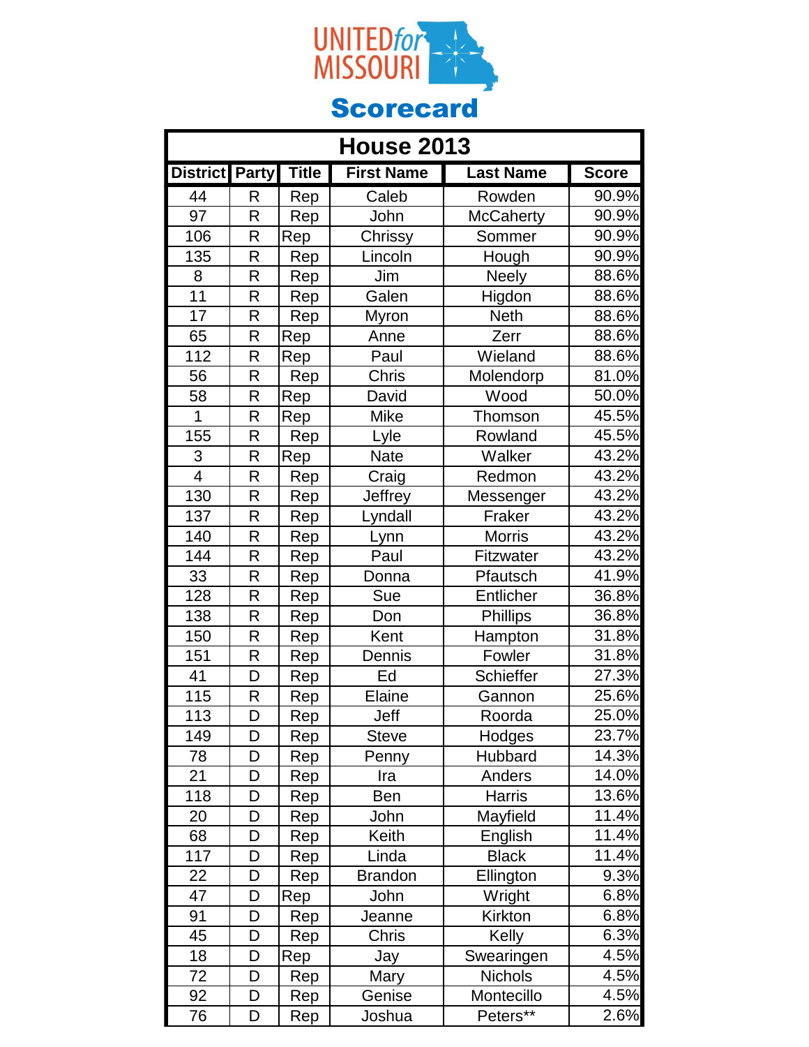UNITED for MISSOURI

## Scorecard

| House 2013 | | | | | |
|---|---|---|---|---|---|
| **District** | **Party** | **Title** | **First Name** | **Last Name** | **Score** |
| 44 | R | Rep | Caleb | Rowden | 90.9% |
| 97 | R | Rep | John | McCaherty | 90.9% |
| 106 | R | Rep | Chrissy | Sommer | 90.9% |
| 135 | R | Rep | Lincoln | Hough | 90.9% |
| 8 | R | Rep | Jim | Neely | 88.6% |
| 11 | R | Rep | Galen | Higdon | 88.6% |
| 17 | R | Rep | Myron | Neth | 88.6% |
| 65 | R | Rep | Anne | Zerr | 88.6% |
| 112 | R | Rep | Paul | Wieland | 88.6% |
| 56 | R | Rep | Chris | Molendorp | 81.0% |
| 58 | R | Rep | David | Wood | 50.0% |
| 1 | R | Rep | Mike | Thomson | 45.5% |
| 155 | R | Rep | Lyle | Rowland | 45.5% |
| 3 | R | Rep | Nate | Walker | 43.2% |
| 4 | R | Rep | Craig | Redmon | 43.2% |
| 130 | R | Rep | Jeffrey | Messenger | 43.2% |
| 137 | R | Rep | Lyndall | Fraker | 43.2% |
| 140 | R | Rep | Lynn | Morris | 43.2% |
| 144 | R | Rep | Paul | Fitzwater | 43.2% |
| 33 | R | Rep | Donna | Pfautsch | 41.9% |
| 128 | R | Rep | Sue | Entlicher | 36.8% |
| 138 | R | Rep | Don | Phillips | 36.8% |
| 150 | R | Rep | Kent | Hampton | 31.8% |
| 151 | R | Rep | Dennis | Fowler | 31.8% |
| 41 | D | Rep | Ed | Schieffer | 27.3% |
| 115 | R | Rep | Elaine | Gannon | 25.6% |
| 113 | D | Rep | Jeff | Roorda | 25.0% |
| 149 | D | Rep | Steve | Hodges | 23.7% |
| 78 | D | Rep | Penny | Hubbard | 14.3% |
| 21 | D | Rep | Ira | Anders | 14.0% |
| 118 | D | Rep | Ben | Harris | 13.6% |
| 20 | D | Rep | John | Mayfield | 11.4% |
| 68 | D | Rep | Keith | English | 11.4% |
| 117 | D | Rep | Linda | Black | 11.4% |
| 22 | D | Rep | Brandon | Ellington | 9.3% |
| 47 | D | Rep | John | Wright | 6.8% |
| 91 | D | Rep | Jeanne | Kirkton | 6.8% |
| 45 | D | Rep | Chris | Kelly | 6.3% |
| 18 | D | Rep | Jay | Swearingen | 4.5% |
| 72 | D | Rep | Mary | Nichols | 4.5% |
| 92 | D | Rep | Genise | Montecillo | 4.5% |
| 76 | D | Rep | Joshua | Peters** | 2.6% |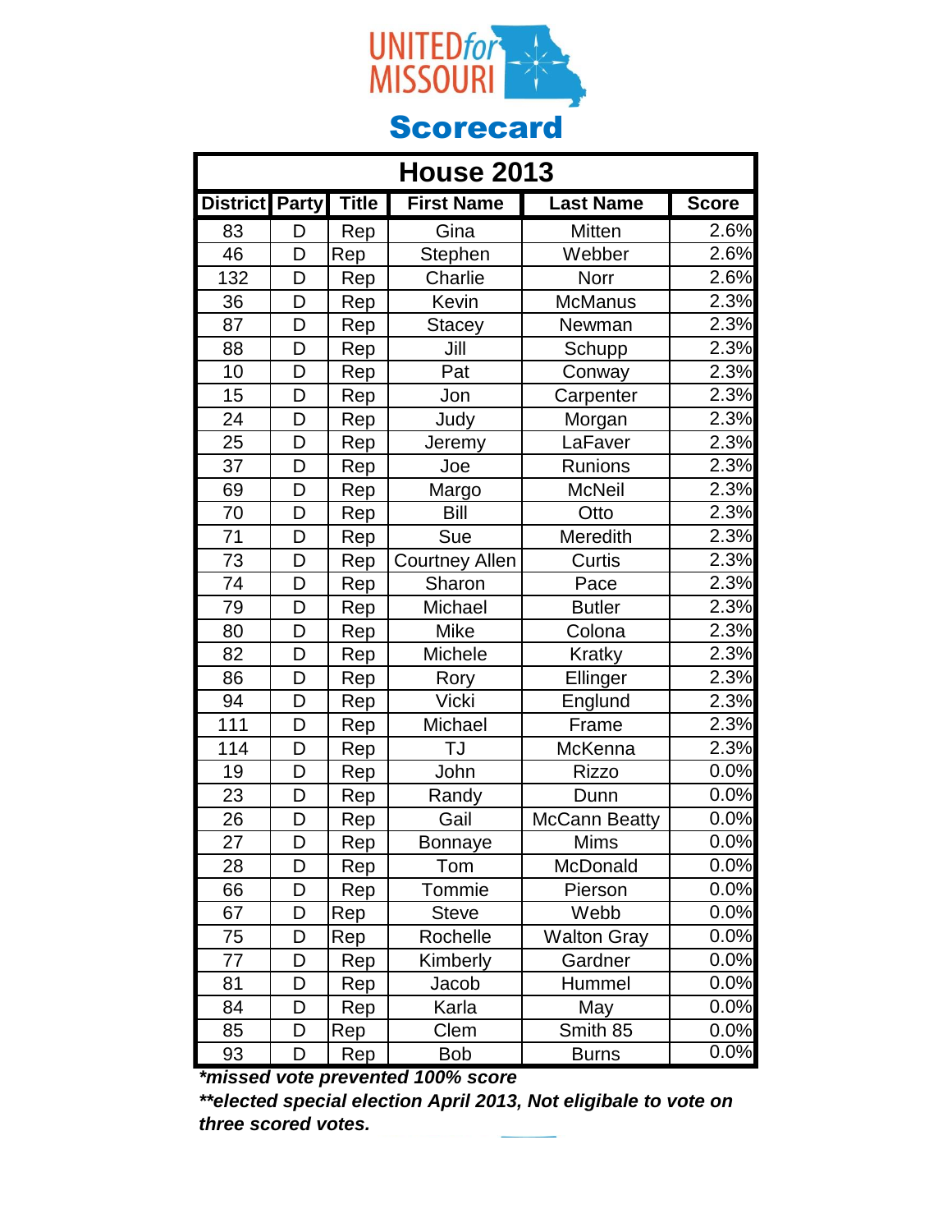UNITED for MISSOURI

# Scorecard

| House 2013 | | | | | |
|---|---|---|---|---|---|
| **District** | **Party** | **Title** | **First Name** | **Last Name** | **Score** |
| 83 | D | Rep | Gina | Mitten | 2.6% |
| 46 | D | Rep | Stephen | Webber | 2.6% |
| 132 | D | Rep | Charlie | Norr | 2.6% |
| 36 | D | Rep | Kevin | McManus | 2.3% |
| 87 | D | Rep | Stacey | Newman | 2.3% |
| 88 | D | Rep | Jill | Schupp | 2.3% |
| 10 | D | Rep | Pat | Conway | 2.3% |
| 15 | D | Rep | Jon | Carpenter | 2.3% |
| 24 | D | Rep | Judy | Morgan | 2.3% |
| 25 | D | Rep | Jeremy | LaFaver | 2.3% |
| 37 | D | Rep | Joe | Runions | 2.3% |
| 69 | D | Rep | Margo | McNeil | 2.3% |
| 70 | D | Rep | Bill | Otto | 2.3% |
| 71 | D | Rep | Sue | Meredith | 2.3% |
| 73 | D | Rep | Courtney Allen | Curtis | 2.3% |
| 74 | D | Rep | Sharon | Pace | 2.3% |
| 79 | D | Rep | Michael | Butler | 2.3% |
| 80 | D | Rep | Mike | Colona | 2.3% |
| 82 | D | Rep | Michele | Kratky | 2.3% |
| 86 | D | Rep | Rory | Ellinger | 2.3% |
| 94 | D | Rep | Vicki | Englund | 2.3% |
| 111 | D | Rep | Michael | Frame | 2.3% |
| 114 | D | Rep | TJ | McKenna | 2.3% |
| 19 | D | Rep | John | Rizzo | 0.0% |
| 23 | D | Rep | Randy | Dunn | 0.0% |
| 26 | D | Rep | Gail | McCann Beatty | 0.0% |
| 27 | D | Rep | Bonnaye | Mims | 0.0% |
| 28 | D | Rep | Tom | McDonald | 0.0% |
| 66 | D | Rep | Tommie | Pierson | 0.0% |
| 67 | D | Rep | Steve | Webb | 0.0% |
| 75 | D | Rep | Rochelle | Walton Gray | 0.0% |
| 77 | D | Rep | Kimberly | Gardner | 0.0% |
| 81 | D | Rep | Jacob | Hummel | 0.0% |
| 84 | D | Rep | Karla | May | 0.0% |
| 85 | D | Rep | Clem | Smith 85 | 0.0% |
| 93 | D | Rep | Bob | Burns | 0.0% |

***missed vote prevented 100% score***

****elected special election April 2013, Not eligibale to vote on three scored votes.***